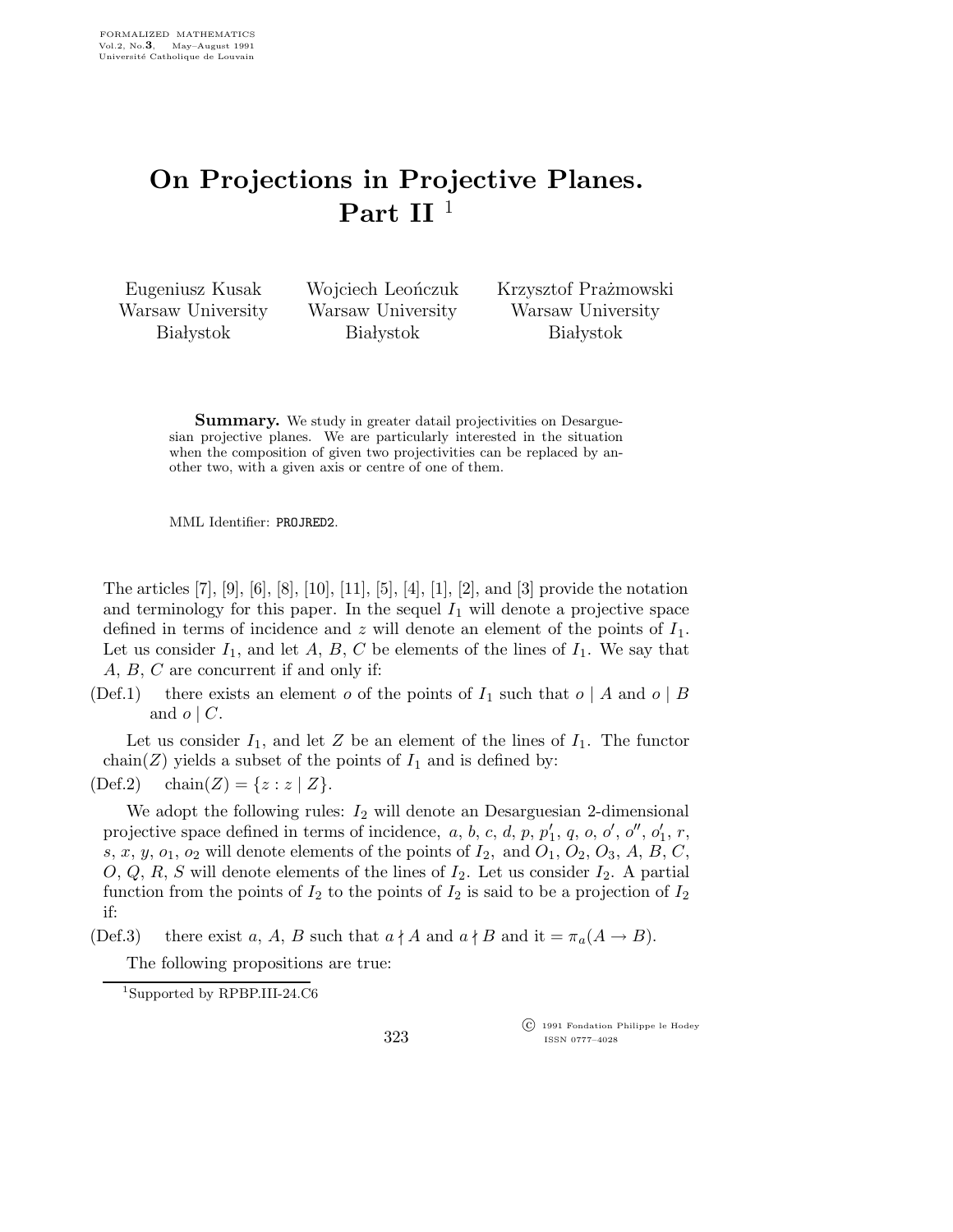# On Projections in Projective Planes. Part II [1]

Eugeniusz Kusak
Warsaw University
Białystok

Wojciech Leończuk
Warsaw University
Białystok

Krzysztof Prażmowski
Warsaw University
Białystok

**Summary.** We study in greater datail projectivities on Desarguesian projective planes. We are particularly interested in the situation when the composition of given two projectivities can be replaced by another two, with a given axis or centre of one of them.

MML Identifier: PROJRED2.

The articles [7], [9], [6], [8], [10], [11], [5], [4], [1], [2], and [3] provide the notation and terminology for this paper. In the sequel $I_1$ will denote a projective space defined in terms of incidence and $z$ will denote an element of the points of $I_1$. Let us consider $I_1$, and let $A$, $B$, $C$ be elements of the lines of $I_1$. We say that $A$, $B$, $C$ are concurrent if and only if:

(Def.1) there exists an element $o$ of the points of $I_1$ such that $o \mid A$ and $o \mid B$ and $o \mid C$.

Let us consider $I_1$, and let $Z$ be an element of the lines of $I_1$. The functor $\mathrm{chain}(Z)$ yields a subset of the points of $I_1$ and is defined by:

(Def.2) $\mathrm{chain}(Z) = \{z : z \mid Z\}$.

We adopt the following rules: $I_2$ will denote an Desarguesian 2-dimensional projective space defined in terms of incidence, $a$, $b$, $c$, $d$, $p$, $p_1'$, $q$, $o$, $o'$, $o''$, $o_1'$, $r$, $s$, $x$, $y$, $o_1$, $o_2$ will denote elements of the points of $I_2$, and $O_1$, $O_2$, $O_3$, $A$, $B$, $C$, $O$, $Q$, $R$, $S$ will denote elements of the lines of $I_2$. Let us consider $I_2$. A partial function from the points of $I_2$ to the points of $I_2$ is said to be a projection of $I_2$ if:

(Def.3) there exist $a$, $A$, $B$ such that $a \nmid A$ and $a \nmid B$ and it $= \pi_a(A \to B)$.

The following propositions are true:

[1] Supported by RPBP.III-24.C6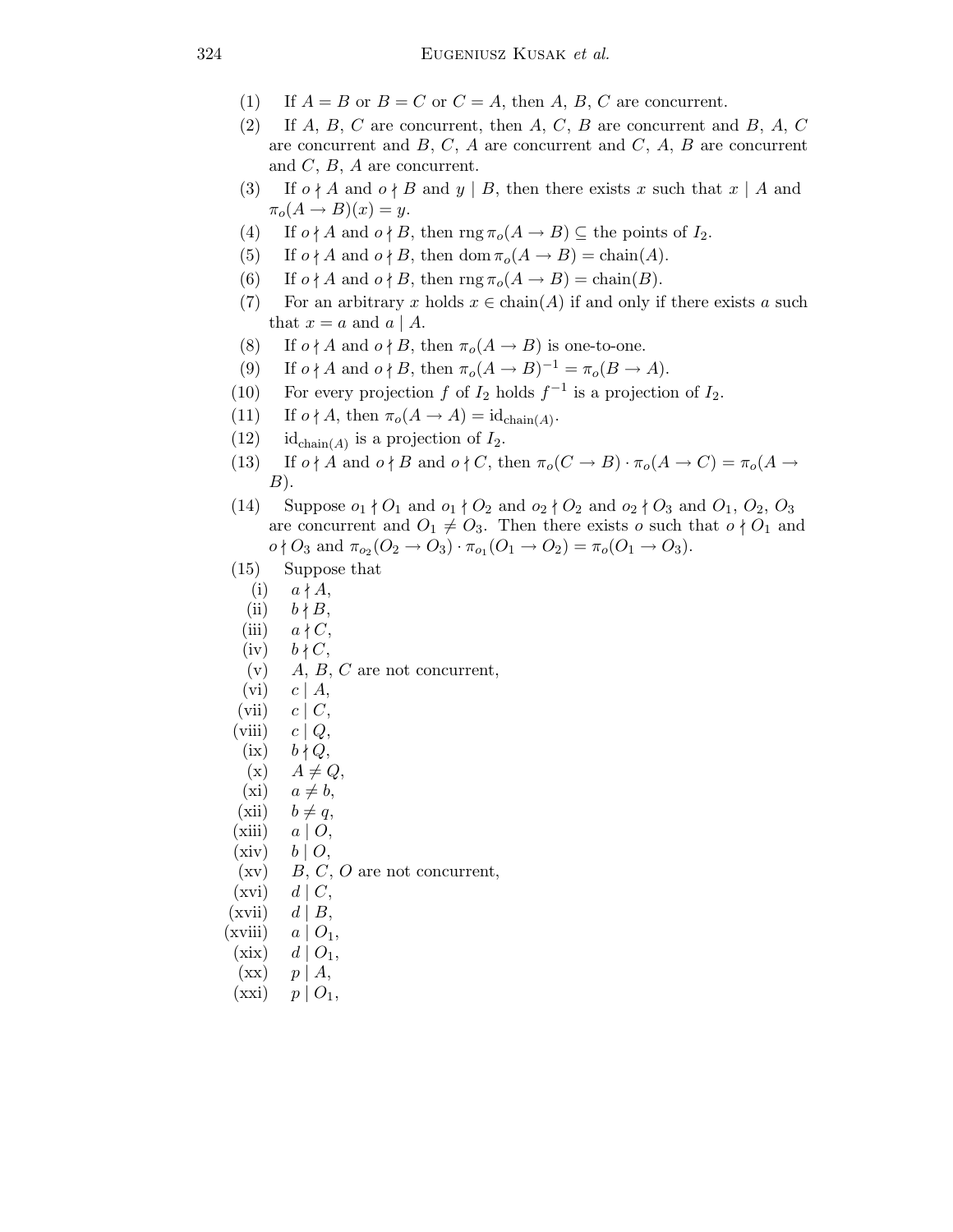(1) If $A = B$ or $B = C$ or $C = A$, then $A$, $B$, $C$ are concurrent.

(2) If $A$, $B$, $C$ are concurrent, then $A$, $C$, $B$ are concurrent and $B$, $A$, $C$ are concurrent and $B$, $C$, $A$ are concurrent and $C$, $A$, $B$ are concurrent and $C$, $B$, $A$ are concurrent.

(3) If $o \nmid A$ and $o \nmid B$ and $y \mid B$, then there exists $x$ such that $x \mid A$ and $\pi_o(A \to B)(x) = y$.

(4) If $o \nmid A$ and $o \nmid B$, then $\operatorname{rng} \pi_o(A \to B) \subseteq$ the points of $I_2$.

(5) If $o \nmid A$ and $o \nmid B$, then $\operatorname{dom} \pi_o(A \to B) = \operatorname{chain}(A)$.

(6) If $o \nmid A$ and $o \nmid B$, then $\operatorname{rng} \pi_o(A \to B) = \operatorname{chain}(B)$.

(7) For an arbitrary $x$ holds $x \in \operatorname{chain}(A)$ if and only if there exists $a$ such that $x = a$ and $a \mid A$.

(8) If $o \nmid A$ and $o \nmid B$, then $\pi_o(A \to B)$ is one-to-one.

(9) If $o \nmid A$ and $o \nmid B$, then $\pi_o(A \to B)^{-1} = \pi_o(B \to A)$.

(10) For every projection $f$ of $I_2$ holds $f^{-1}$ is a projection of $I_2$.

(11) If $o \nmid A$, then $\pi_o(A \to A) = \operatorname{id}_{\operatorname{chain}(A)}$.

(12) $\operatorname{id}_{\operatorname{chain}(A)}$ is a projection of $I_2$.

(13) If $o \nmid A$ and $o \nmid B$ and $o \nmid C$, then $\pi_o(C \to B) \cdot \pi_o(A \to C) = \pi_o(A \to B)$.

(14) Suppose $o_1 \nmid O_1$ and $o_1 \nmid O_2$ and $o_2 \nmid O_2$ and $o_2 \nmid O_3$ and $O_1$, $O_2$, $O_3$ are concurrent and $O_1 \neq O_3$. Then there exists $o$ such that $o \nmid O_1$ and $o \nmid O_3$ and $\pi_{o_2}(O_2 \to O_3) \cdot \pi_{o_1}(O_1 \to O_2) = \pi_o(O_1 \to O_3)$.

(15) Suppose that

- (i) $a \nmid A$,
- (ii) $b \nmid B$,
- (iii) $a \nmid C$,
- (iv) $b \nmid C$,
- (v) $A$, $B$, $C$ are not concurrent,
- (vi) $c \mid A$,
- (vii) $c \mid C$,
- (viii) $c \mid Q$,
- (ix) $b \nmid Q$,
- (x) $A \neq Q$,
- (xi) $a \neq b$,
- (xii) $b \neq q$,
- (xiii) $a \mid O$,
- (xiv) $b \mid O$,
- (xv) $B$, $C$, $O$ are not concurrent,
- (xvi) $d \mid C$,
- (xvii) $d \mid B$,
- (xviii) $a \mid O_1$,
- (xix) $d \mid O_1$,
- (xx) $p \mid A$,
- (xxi) $p \mid O_1$,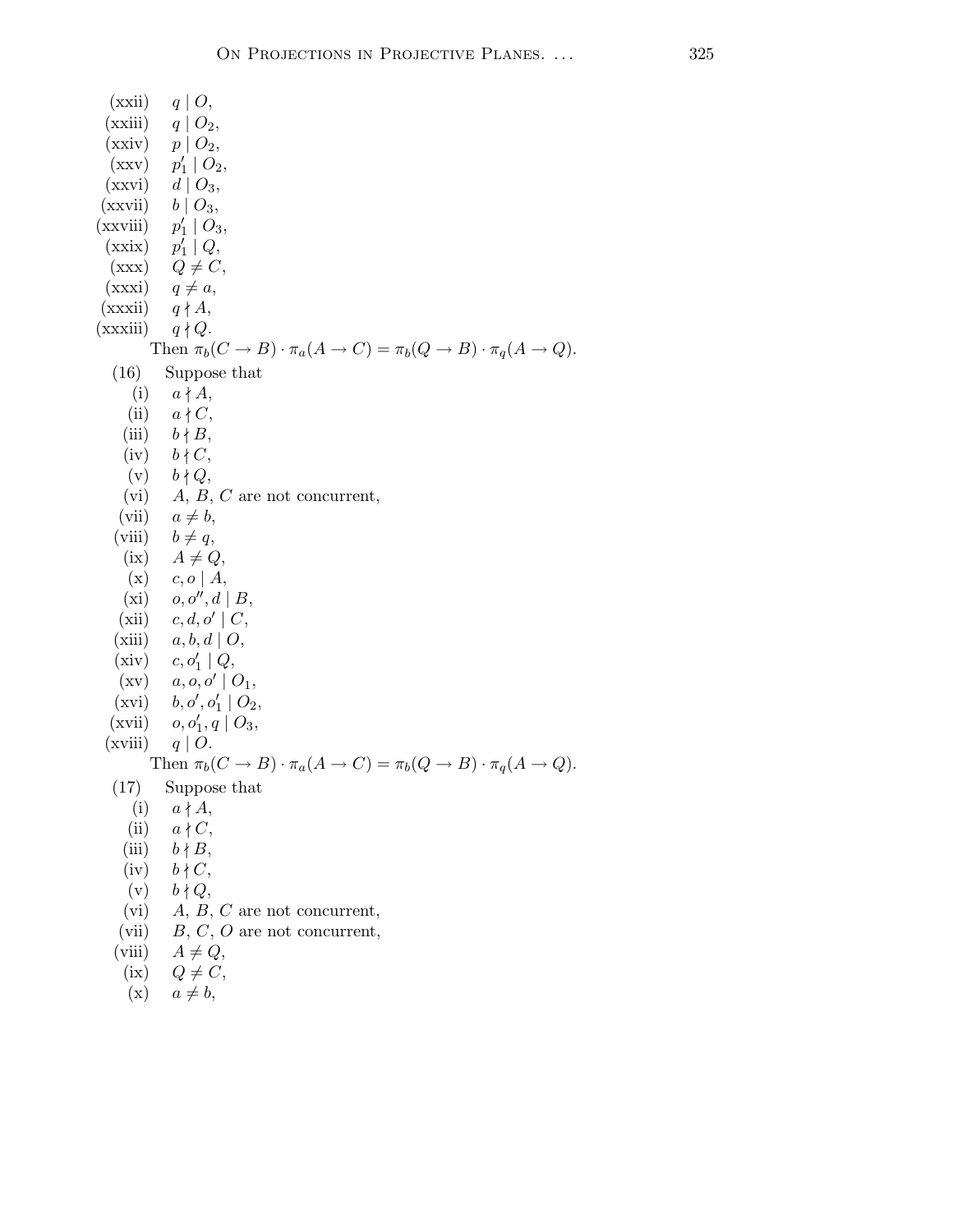(xxii) $q \mid O$,
(xxiii) $q \mid O_2$,
(xxiv) $p \mid O_2$,
(xxv) $p_1' \mid O_2$,
(xxvi) $d \mid O_3$,
(xxvii) $b \mid O_3$,
(xxviii) $p_1' \mid O_3$,
(xxix) $p_1' \mid Q$,
(xxx) $Q \neq C$,
(xxxi) $q \neq a$,
(xxxii) $q \nmid A$,
(xxxiii) $q \nmid Q$.

Then $\pi_b(C \to B) \cdot \pi_a(A \to C) = \pi_b(Q \to B) \cdot \pi_q(A \to Q)$.

(16) Suppose that

(i) $a \nmid A$,
(ii) $a \nmid C$,
(iii) $b \nmid B$,
(iv) $b \nmid C$,
(v) $b \nmid Q$,
(vi) $A$, $B$, $C$ are not concurrent,
(vii) $a \neq b$,
(viii) $b \neq q$,
(ix) $A \neq Q$,
(x) $c, o \mid A$,
(xi) $o, o'', d \mid B$,
(xii) $c, d, o' \mid C$,
(xiii) $a, b, d \mid O$,
(xiv) $c, o_1' \mid Q$,
(xv) $a, o, o' \mid O_1$,
(xvi) $b, o', o_1' \mid O_2$,
(xvii) $o, o_1', q \mid O_3$,
(xviii) $q \mid O$.

Then $\pi_b(C \to B) \cdot \pi_a(A \to C) = \pi_b(Q \to B) \cdot \pi_q(A \to Q)$.

(17) Suppose that

(i) $a \nmid A$,
(ii) $a \nmid C$,
(iii) $b \nmid B$,
(iv) $b \nmid C$,
(v) $b \nmid Q$,
(vi) $A$, $B$, $C$ are not concurrent,
(vii) $B$, $C$, $O$ are not concurrent,
(viii) $A \neq Q$,
(ix) $Q \neq C$,
(x) $a \neq b$,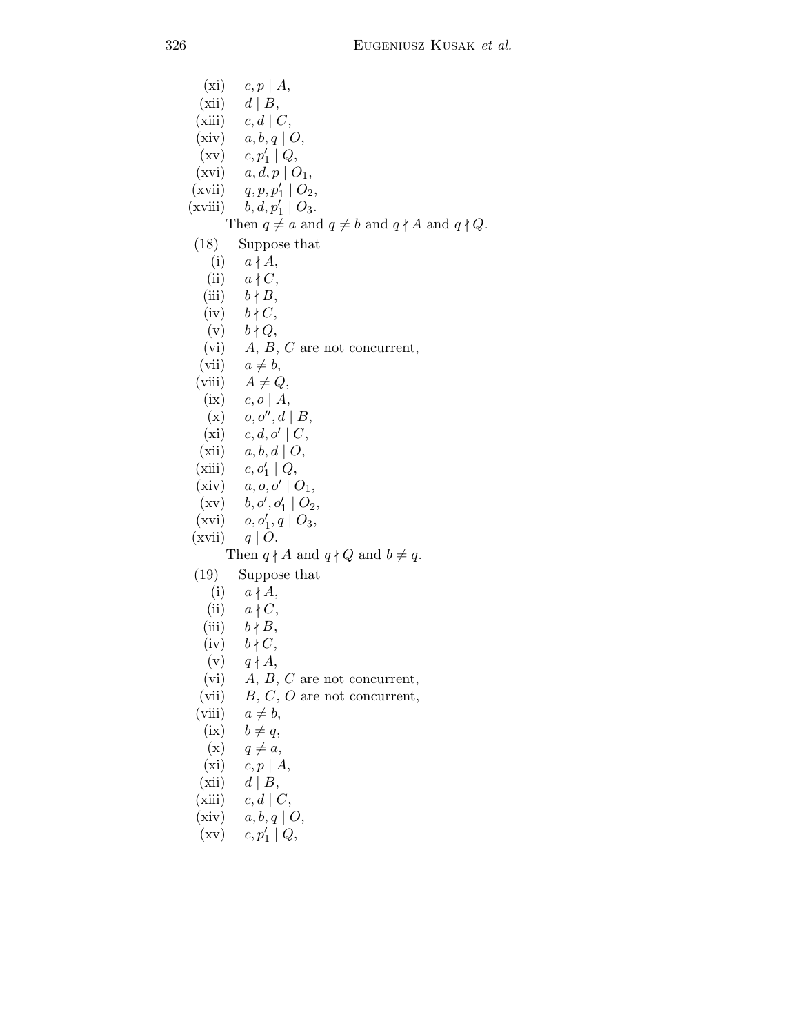(xi) $c, p \mid A$,

(xii) $d \mid B$,

(xiii) $c, d \mid C$,

(xiv) $a, b, q \mid O$,

(xv) $c, p_1' \mid Q$,

(xvi) $a, d, p \mid O_1$,

(xvii) $q, p, p_1' \mid O_2$,

(xviii) $b, d, p_1' \mid O_3$.

Then $q \neq a$ and $q \neq b$ and $q \nmid A$ and $q \nmid Q$.

(18) Suppose that

(i) $a \nmid A$,

(ii) $a \nmid C$,

(iii) $b \nmid B$,

(iv) $b \nmid C$,

(v) $b \nmid Q$,

(vi) $A$, $B$, $C$ are not concurrent,

(vii) $a \neq b$,

(viii) $A \neq Q$,

(ix) $c, o \mid A$,

(x) $o, o'', d \mid B$,

(xi) $c, d, o' \mid C$,

(xii) $a, b, d \mid O$,

(xiii) $c, o_1' \mid Q$,

(xiv) $a, o, o' \mid O_1$,

(xv) $b, o', o_1' \mid O_2$,

(xvi) $o, o_1', q \mid O_3$,

(xvii) $q \mid O$.

Then $q \nmid A$ and $q \nmid Q$ and $b \neq q$.

(19) Suppose that

(i) $a \nmid A$,

(ii) $a \nmid C$,

(iii) $b \nmid B$,

(iv) $b \nmid C$,

(v) $q \nmid A$,

(vi) $A$, $B$, $C$ are not concurrent,

(vii) $B$, $C$, $O$ are not concurrent,

(viii) $a \neq b$,

(ix) $b \neq q$,

(x) $q \neq a$,

(xi) $c, p \mid A$,

(xii) $d \mid B$,

(xiii) $c, d \mid C$,

(xiv) $a, b, q \mid O$,

(xv) $c, p_1' \mid Q$,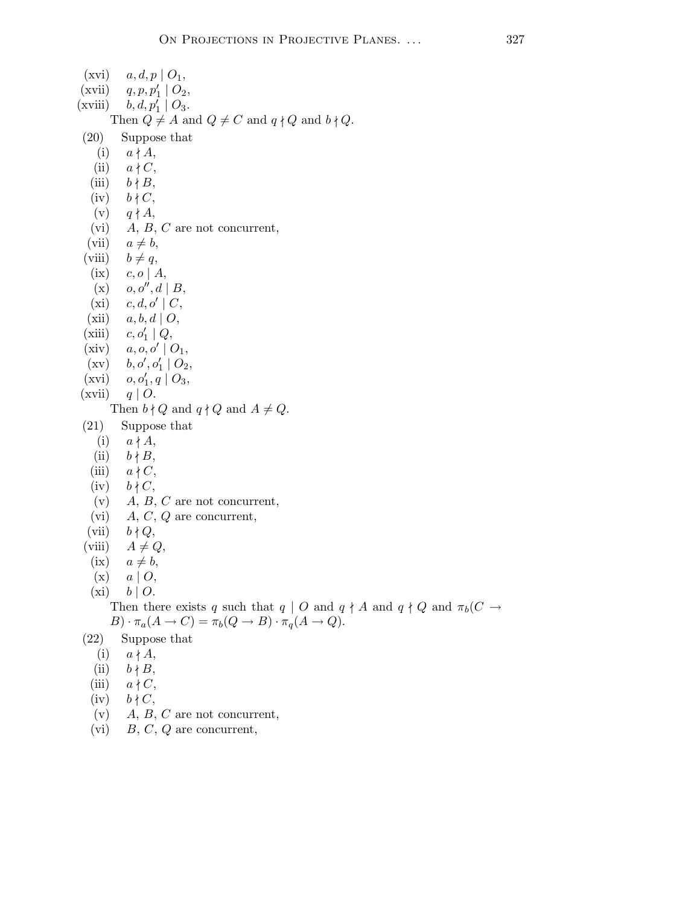(xvi) $a, d, p \mid O_1$,
(xvii) $q, p, p'_1 \mid O_2$,
(xviii) $b, d, p'_1 \mid O_3$.

Then $Q \neq A$ and $Q \neq C$ and $q \nmid Q$ and $b \nmid Q$.

(20) Suppose that

(i) $a \nmid A$,
(ii) $a \nmid C$,
(iii) $b \nmid B$,
(iv) $b \nmid C$,
(v) $q \nmid A$,
(vi) $A$, $B$, $C$ are not concurrent,
(vii) $a \neq b$,
(viii) $b \neq q$,
(ix) $c, o \mid A$,
(x) $o, o'', d \mid B$,
(xi) $c, d, o' \mid C$,
(xii) $a, b, d \mid O$,
(xiii) $c, o'_1 \mid Q$,
(xiv) $a, o, o' \mid O_1$,
(xv) $b, o', o'_1 \mid O_2$,
(xvi) $o, o'_1, q \mid O_3$,
(xvii) $q \mid O$.

Then $b \nmid Q$ and $q \nmid Q$ and $A \neq Q$.

(21) Suppose that

(i) $a \nmid A$,
(ii) $b \nmid B$,
(iii) $a \nmid C$,
(iv) $b \nmid C$,
(v) $A$, $B$, $C$ are not concurrent,
(vi) $A$, $C$, $Q$ are concurrent,
(vii) $b \nmid Q$,
(viii) $A \neq Q$,
(ix) $a \neq b$,
(x) $a \mid O$,
(xi) $b \mid O$.

Then there exists $q$ such that $q \mid O$ and $q \nmid A$ and $q \nmid Q$ and $\pi_b(C \to B) \cdot \pi_a(A \to C) = \pi_b(Q \to B) \cdot \pi_q(A \to Q)$.

(22) Suppose that

(i) $a \nmid A$,
(ii) $b \nmid B$,
(iii) $a \nmid C$,
(iv) $b \nmid C$,
(v) $A$, $B$, $C$ are not concurrent,
(vi) $B$, $C$, $Q$ are concurrent,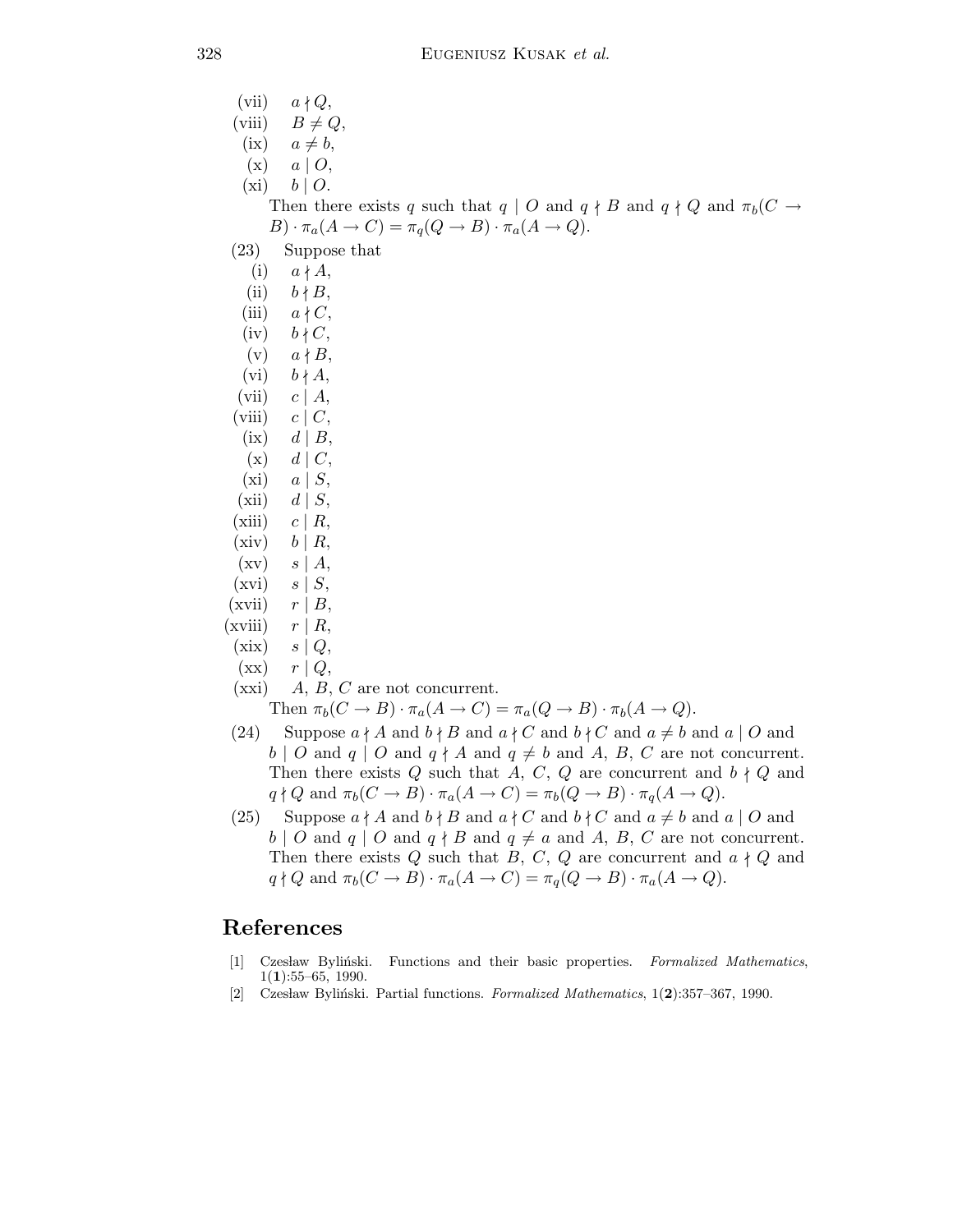(vii) $a \nmid Q$,

(viii) $B \neq Q$,

(ix) $a \neq b$,

(x) $a \mid O$,

(xi) $b \mid O$.

Then there exists $q$ such that $q \mid O$ and $q \nmid B$ and $q \nmid Q$ and $\pi_b(C \to B) \cdot \pi_a(A \to C) = \pi_q(Q \to B) \cdot \pi_a(A \to Q)$.

(23) Suppose that

(i) $a \nmid A$,

(ii) $b \nmid B$,

(iii) $a \nmid C$,

(iv) $b \nmid C$,

(v) $a \nmid B$,

(vi) $b \nmid A$,

(vii) $c \mid A$,

(viii) $c \mid C$,

(ix) $d \mid B$,

(x) $d \mid C$,

(xi) $a \mid S$,

(xii) $d \mid S$,

(xiii) $c \mid R$,

(xiv) $b \mid R$,

(xv) $s \mid A$,

(xvi) $s \mid S$,

(xvii) $r \mid B$,

(xviii) $r \mid R$,

(xix) $s \mid Q$,

(xx) $r \mid Q$,

(xxi) $A$, $B$, $C$ are not concurrent.

Then $\pi_b(C \to B) \cdot \pi_a(A \to C) = \pi_a(Q \to B) \cdot \pi_b(A \to Q)$.

(24) Suppose $a \nmid A$ and $b \nmid B$ and $a \nmid C$ and $b \nmid C$ and $a \neq b$ and $a \mid O$ and $b \mid O$ and $q \mid O$ and $q \nmid A$ and $q \neq b$ and $A$, $B$, $C$ are not concurrent. Then there exists $Q$ such that $A$, $C$, $Q$ are concurrent and $b \nmid Q$ and $q \nmid Q$ and $\pi_b(C \to B) \cdot \pi_a(A \to C) = \pi_b(Q \to B) \cdot \pi_q(A \to Q)$.

(25) Suppose $a \nmid A$ and $b \nmid B$ and $a \nmid C$ and $b \nmid C$ and $a \neq b$ and $a \mid O$ and $b \mid O$ and $q \mid O$ and $q \nmid B$ and $q \neq a$ and $A$, $B$, $C$ are not concurrent. Then there exists $Q$ such that $B$, $C$, $Q$ are concurrent and $a \nmid Q$ and $q \nmid Q$ and $\pi_b(C \to B) \cdot \pi_a(A \to C) = \pi_q(Q \to B) \cdot \pi_a(A \to Q)$.

## References

[1] Czesław Byliński. Functions and their basic properties. *Formalized Mathematics*, 1(**1**):55–65, 1990.

[2] Czesław Byliński. Partial functions. *Formalized Mathematics*, 1(**2**):357–367, 1990.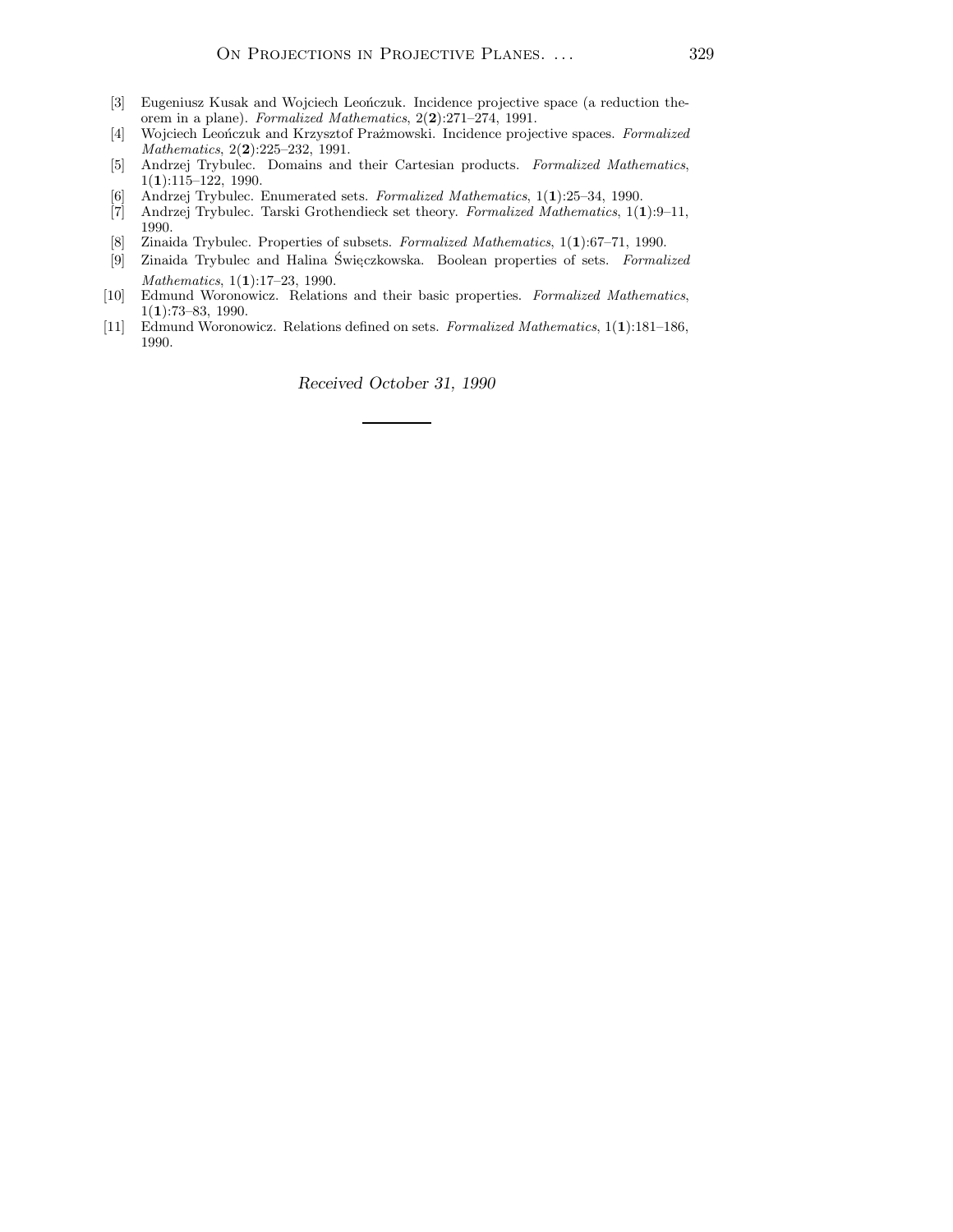[3] Eugeniusz Kusak and Wojciech Leończuk. Incidence projective space (a reduction theorem in a plane). *Formalized Mathematics*, 2(**2**):271–274, 1991.

[4] Wojciech Leończuk and Krzysztof Prażmowski. Incidence projective spaces. *Formalized Mathematics*, 2(**2**):225–232, 1991.

[5] Andrzej Trybulec. Domains and their Cartesian products. *Formalized Mathematics*, 1(**1**):115–122, 1990.

[6] Andrzej Trybulec. Enumerated sets. *Formalized Mathematics*, 1(**1**):25–34, 1990.

[7] Andrzej Trybulec. Tarski Grothendieck set theory. *Formalized Mathematics*, 1(**1**):9–11, 1990.

[8] Zinaida Trybulec. Properties of subsets. *Formalized Mathematics*, 1(**1**):67–71, 1990.

[9] Zinaida Trybulec and Halina Święczkowska. Boolean properties of sets. *Formalized Mathematics*, 1(**1**):17–23, 1990.

[10] Edmund Woronowicz. Relations and their basic properties. *Formalized Mathematics*, 1(**1**):73–83, 1990.

[11] Edmund Woronowicz. Relations defined on sets. *Formalized Mathematics*, 1(**1**):181–186, 1990.

*Received October 31, 1990*